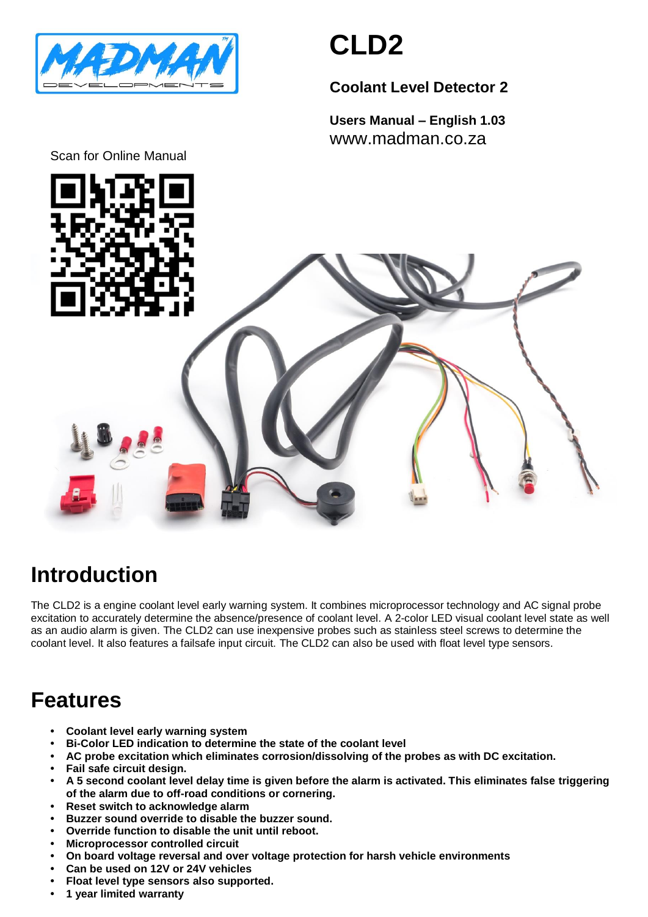# CLD2

**Coolant Level Detector 2**

**Users Manual – English 1.03**
www.madman.co.za

Scan for Online Manual

## Introduction

The CLD2 is a engine coolant level early warning system. It combines microprocessor technology and AC signal probe excitation to accurately determine the absence/presence of coolant level. A 2-color LED visual coolant level state as well as an audio alarm is given. The CLD2 can use inexpensive probes such as stainless steel screws to determine the coolant level. It also features a failsafe input circuit. The CLD2 can also be used with float level type sensors.

## Features

- **Coolant level early warning system**
- **Bi-Color LED indication to determine the state of the coolant level**
- **AC probe excitation which eliminates corrosion/dissolving of the probes as with DC excitation.**
- **Fail safe circuit design.**
- **A 5 second coolant level delay time is given before the alarm is activated. This eliminates false triggering of the alarm due to off-road conditions or cornering.**
- **Reset switch to acknowledge alarm**
- **Buzzer sound override to disable the buzzer sound.**
- **Override function to disable the unit until reboot.**
- **Microprocessor controlled circuit**
- **On board voltage reversal and over voltage protection for harsh vehicle environments**
- **Can be used on 12V or 24V vehicles**
- **Float level type sensors also supported.**
- **1 year limited warranty**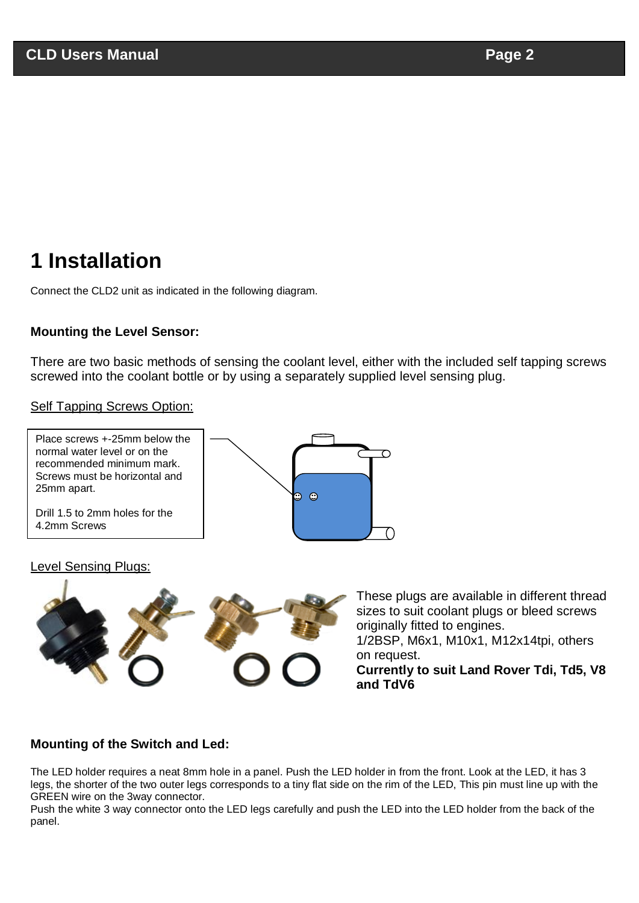# 1 Installation

Connect the CLD2 unit as indicated in the following diagram.

**Mounting the Level Sensor:**

There are two basic methods of sensing the coolant level, either with the included self tapping screws screwed into the coolant bottle or by using a separately supplied level sensing plug.

Self Tapping Screws Option:

Place screws +-25mm below the normal water level or on the recommended minimum mark. Screws must be horizontal and 25mm apart.

Drill 1.5 to 2mm holes for the 4.2mm Screws

Level Sensing Plugs:

These plugs are available in different thread sizes to suit coolant plugs or bleed screws originally fitted to engines.
1/2BSP, M6x1, M10x1, M12x14tpi, others on request.
**Currently to suit Land Rover Tdi, Td5, V8 and TdV6**

**Mounting of the Switch and Led:**

The LED holder requires a neat 8mm hole in a panel. Push the LED holder in from the front. Look at the LED, it has 3 legs, the shorter of the two outer legs corresponds to a tiny flat side on the rim of the LED, This pin must line up with the GREEN wire on the 3way connector.
Push the white 3 way connector onto the LED legs carefully and push the LED into the LED holder from the back of the panel.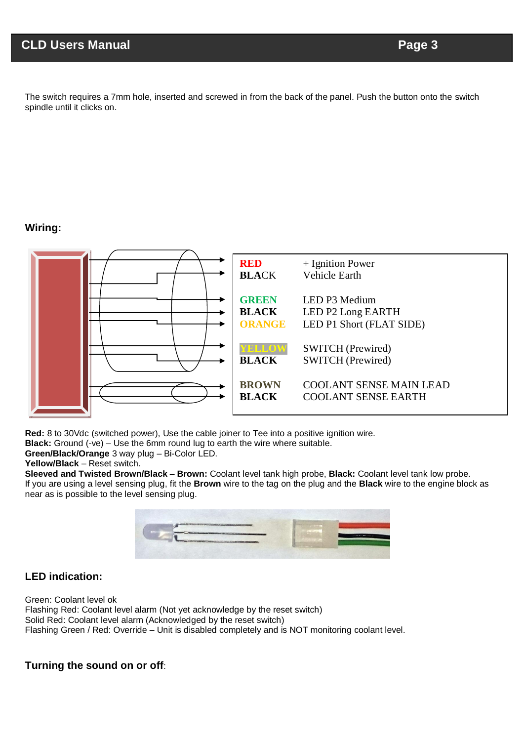The switch requires a 7mm hole, inserted and screwed in from the back of the panel. Push the button onto the switch spindle until it clicks on.

## Wiring:

| | |
|---|---|
| **RED** | + Ignition Power |
| **BLACK** | Vehicle Earth |
| **GREEN** | LED P3 Medium |
| **BLACK** | LED P2 Long EARTH |
| **ORANGE** | LED P1 Short (FLAT SIDE) |
| **YELLOW** | SWITCH (Prewired) |
| **BLACK** | SWITCH (Prewired) |
| **BROWN** | COOLANT SENSE MAIN LEAD |
| **BLACK** | COOLANT SENSE EARTH |

**Red:** 8 to 30Vdc (switched power), Use the cable joiner to Tee into a positive ignition wire.
**Black:** Ground (-ve) – Use the 6mm round lug to earth the wire where suitable.
**Green/Black/Orange** 3 way plug – Bi-Color LED.
**Yellow/Black** – Reset switch.
**Sleeved and Twisted Brown/Black** – **Brown:** Coolant level tank high probe, **Black:** Coolant level tank low probe.
If you are using a level sensing plug, fit the **Brown** wire to the tag on the plug and the **Black** wire to the engine block as near as is possible to the level sensing plug.

## LED indication:

Green: Coolant level ok
Flashing Red: Coolant level alarm (Not yet acknowledge by the reset switch)
Solid Red: Coolant level alarm (Acknowledged by the reset switch)
Flashing Green / Red: Override – Unit is disabled completely and is NOT monitoring coolant level.

## Turning the sound on or off: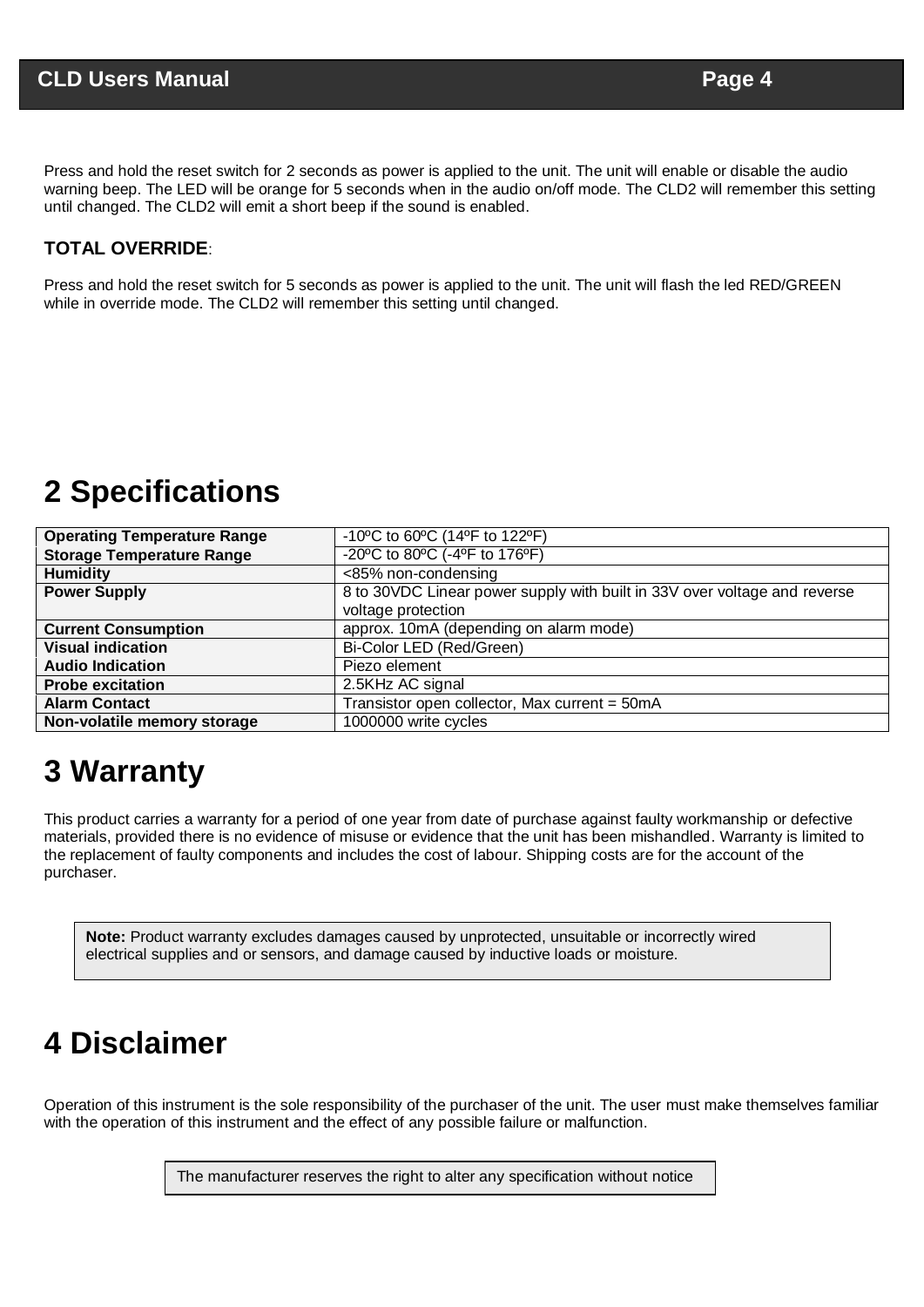Press and hold the reset switch for 2 seconds as power is applied to the unit. The unit will enable or disable the audio warning beep. The LED will be orange for 5 seconds when in the audio on/off mode. The CLD2 will remember this setting until changed. The CLD2 will emit a short beep if the sound is enabled.

**TOTAL OVERRIDE**:

Press and hold the reset switch for 5 seconds as power is applied to the unit. The unit will flash the led RED/GREEN while in override mode. The CLD2 will remember this setting until changed.

# 2 Specifications

| | |
|---|---|
| **Operating Temperature Range** | -10ºC to 60ºC (14ºF to 122ºF) |
| **Storage Temperature Range** | -20ºC to 80ºC (-4ºF to 176ºF) |
| **Humidity** | <85% non-condensing |
| **Power Supply** | 8 to 30VDC Linear power supply with built in 33V over voltage and reverse voltage protection |
| **Current Consumption** | approx. 10mA (depending on alarm mode) |
| **Visual indication** | Bi-Color LED (Red/Green) |
| **Audio Indication** | Piezo element |
| **Probe excitation** | 2.5KHz AC signal |
| **Alarm Contact** | Transistor open collector, Max current = 50mA |
| **Non-volatile memory storage** | 1000000 write cycles |

# 3 Warranty

This product carries a warranty for a period of one year from date of purchase against faulty workmanship or defective materials, provided there is no evidence of misuse or evidence that the unit has been mishandled. Warranty is limited to the replacement of faulty components and includes the cost of labour. Shipping costs are for the account of the purchaser.

**Note:** Product warranty excludes damages caused by unprotected, unsuitable or incorrectly wired electrical supplies and or sensors, and damage caused by inductive loads or moisture.

# 4 Disclaimer

Operation of this instrument is the sole responsibility of the purchaser of the unit. The user must make themselves familiar with the operation of this instrument and the effect of any possible failure or malfunction.

The manufacturer reserves the right to alter any specification without notice